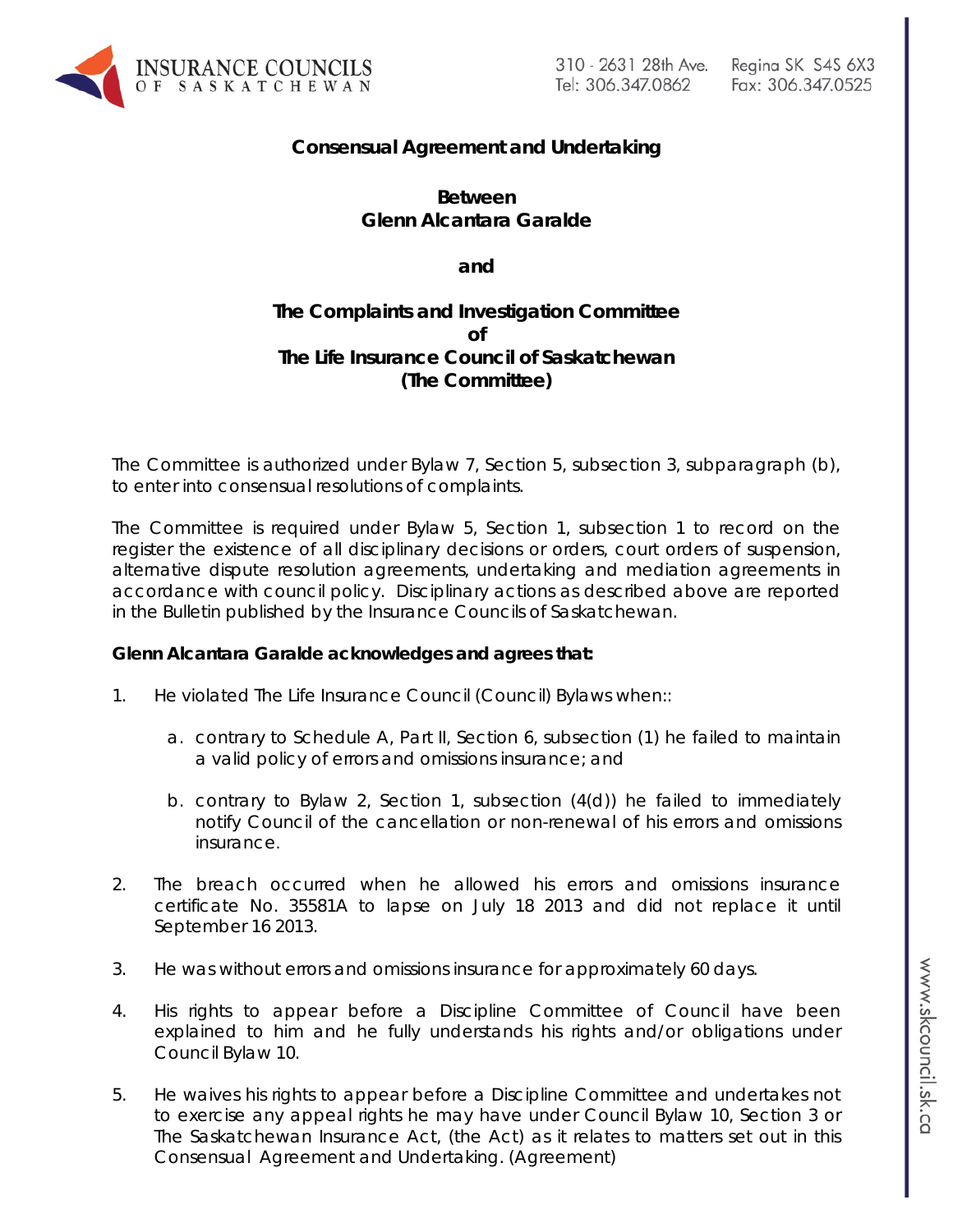Insurance Councils of Saskatchewan

310 - 2631 28th Ave. Regina SK S4S 6X3
Tel: 306.347.0862 Fax: 306.347.0525

**Consensual Agreement and Undertaking**

**Between**
**Glenn Alcantara Garalde**

**and**

**The Complaints and Investigation Committee**
**of**
**The Life Insurance Council of Saskatchewan**
**(The Committee)**

The Committee is authorized under Bylaw 7, Section 5, subsection 3, subparagraph (b), to enter into consensual resolutions of complaints.

The Committee is required under Bylaw 5, Section 1, subsection 1 to record on the register the existence of all disciplinary decisions or orders, court orders of suspension, alternative dispute resolution agreements, undertaking and mediation agreements in accordance with council policy. Disciplinary actions as described above are reported in the Bulletin published by the Insurance Councils of Saskatchewan.

**Glenn Alcantara Garalde acknowledges and agrees that:**

1. He violated The Life Insurance Council (Council) Bylaws when::

   a. contrary to Schedule A, Part II, Section 6, subsection (1) he failed to maintain a valid policy of errors and omissions insurance; and

   b. contrary to Bylaw 2, Section 1, subsection (4(d)) he failed to immediately notify Council of the cancellation or non-renewal of his errors and omissions insurance.

2. The breach occurred when he allowed his errors and omissions insurance certificate No. 35581A to lapse on July 18 2013 and did not replace it until September 16 2013.

3. He was without errors and omissions insurance for approximately 60 days.

4. His rights to appear before a Discipline Committee of Council have been explained to him and he fully understands his rights and/or obligations under Council Bylaw 10.

5. He waives his rights to appear before a Discipline Committee and undertakes not to exercise any appeal rights he may have under Council Bylaw 10, Section 3 or The Saskatchewan Insurance Act, (the Act) as it relates to matters set out in this Consensual Agreement and Undertaking. (Agreement)

www.skcouncil.sk.ca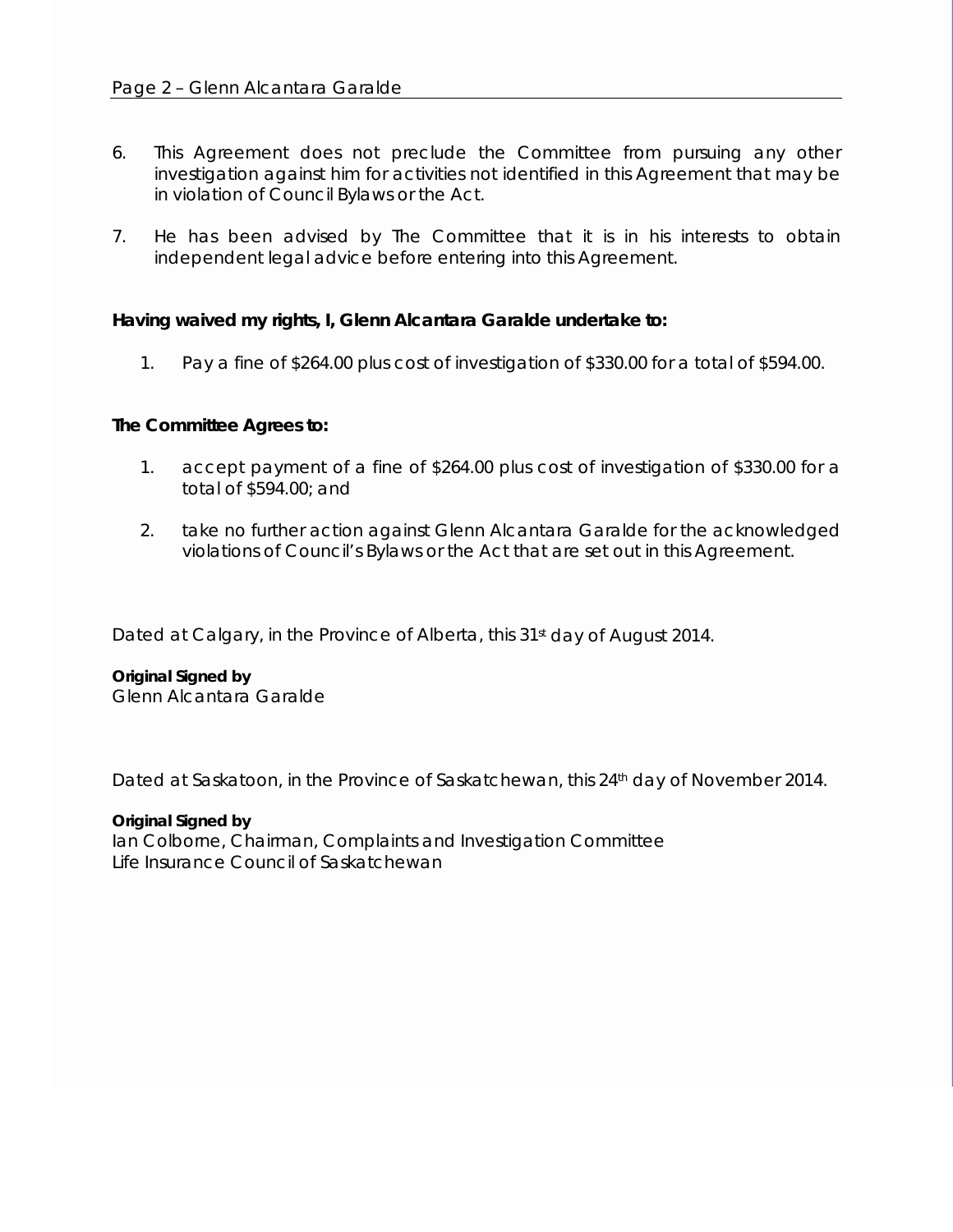6. This Agreement does not preclude the Committee from pursuing any other investigation against him for activities not identified in this Agreement that may be in violation of Council Bylaws or the Act.

7. He has been advised by The Committee that it is in his interests to obtain independent legal advice before entering into this Agreement.

**Having waived my rights, I, Glenn Alcantara Garalde undertake to:**

1. Pay a fine of $264.00 plus cost of investigation of $330.00 for a total of $594.00.

**The Committee Agrees to:**

1. accept payment of a fine of $264.00 plus cost of investigation of $330.00 for a total of $594.00; and

2. take no further action against Glenn Alcantara Garalde for the acknowledged violations of Council's Bylaws or the Act that are set out in this Agreement.

Dated at Calgary, in the Province of Alberta, this 31st day of August 2014.

**Original Signed by**
Glenn Alcantara Garalde

Dated at Saskatoon, in the Province of Saskatchewan, this 24th day of November 2014.

**Original Signed by**
Ian Colborne, Chairman, Complaints and Investigation Committee
Life Insurance Council of Saskatchewan